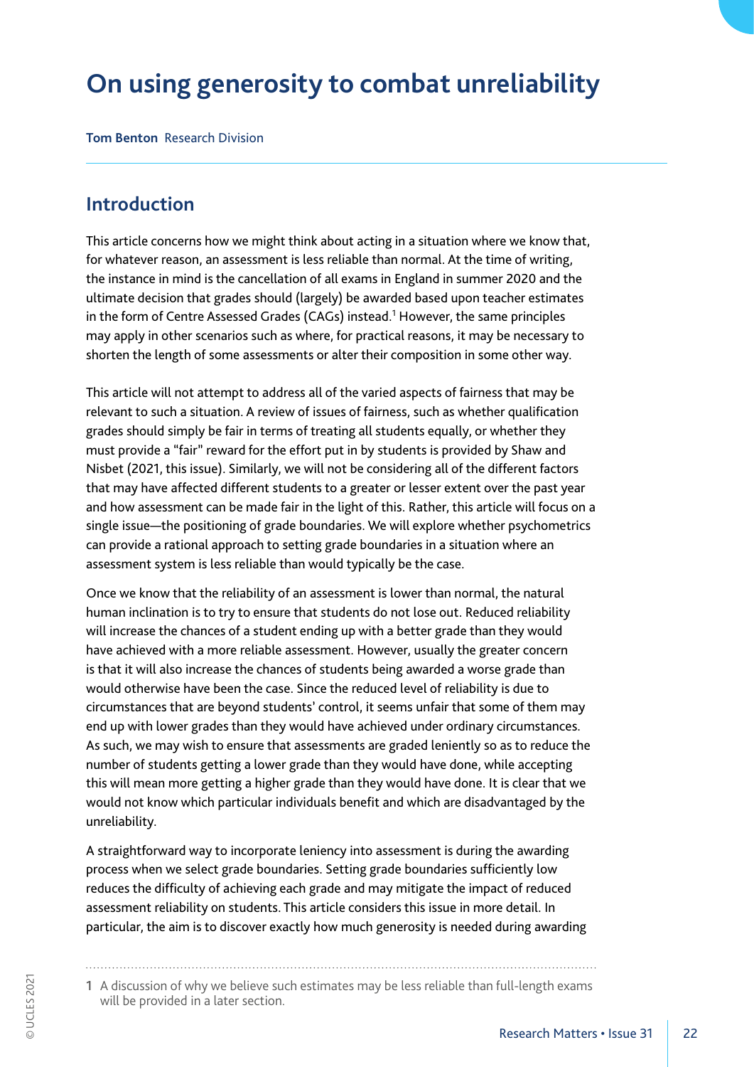# On using generosity to combat unreliability

**Tom Benton** Research Division

## Introduction

This article concerns how we might think about acting in a situation where we know that, for whatever reason, an assessment is less reliable than normal. At the time of writing, the instance in mind is the cancellation of all exams in England in summer 2020 and the ultimate decision that grades should (largely) be awarded based upon teacher estimates in the form of Centre Assessed Grades (CAGs) instead.[1] However, the same principles may apply in other scenarios such as where, for practical reasons, it may be necessary to shorten the length of some assessments or alter their composition in some other way.

This article will not attempt to address all of the varied aspects of fairness that may be relevant to such a situation. A review of issues of fairness, such as whether qualification grades should simply be fair in terms of treating all students equally, or whether they must provide a "fair" reward for the effort put in by students is provided by Shaw and Nisbet (2021, this issue). Similarly, we will not be considering all of the different factors that may have affected different students to a greater or lesser extent over the past year and how assessment can be made fair in the light of this. Rather, this article will focus on a single issue—the positioning of grade boundaries. We will explore whether psychometrics can provide a rational approach to setting grade boundaries in a situation where an assessment system is less reliable than would typically be the case.

Once we know that the reliability of an assessment is lower than normal, the natural human inclination is to try to ensure that students do not lose out. Reduced reliability will increase the chances of a student ending up with a better grade than they would have achieved with a more reliable assessment. However, usually the greater concern is that it will also increase the chances of students being awarded a worse grade than would otherwise have been the case. Since the reduced level of reliability is due to circumstances that are beyond students' control, it seems unfair that some of them may end up with lower grades than they would have achieved under ordinary circumstances. As such, we may wish to ensure that assessments are graded leniently so as to reduce the number of students getting a lower grade than they would have done, while accepting this will mean more getting a higher grade than they would have done. It is clear that we would not know which particular individuals benefit and which are disadvantaged by the unreliability.

A straightforward way to incorporate leniency into assessment is during the awarding process when we select grade boundaries. Setting grade boundaries sufficiently low reduces the difficulty of achieving each grade and may mitigate the impact of reduced assessment reliability on students. This article considers this issue in more detail. In particular, the aim is to discover exactly how much generosity is needed during awarding

[1] A discussion of why we believe such estimates may be less reliable than full-length exams will be provided in a later section.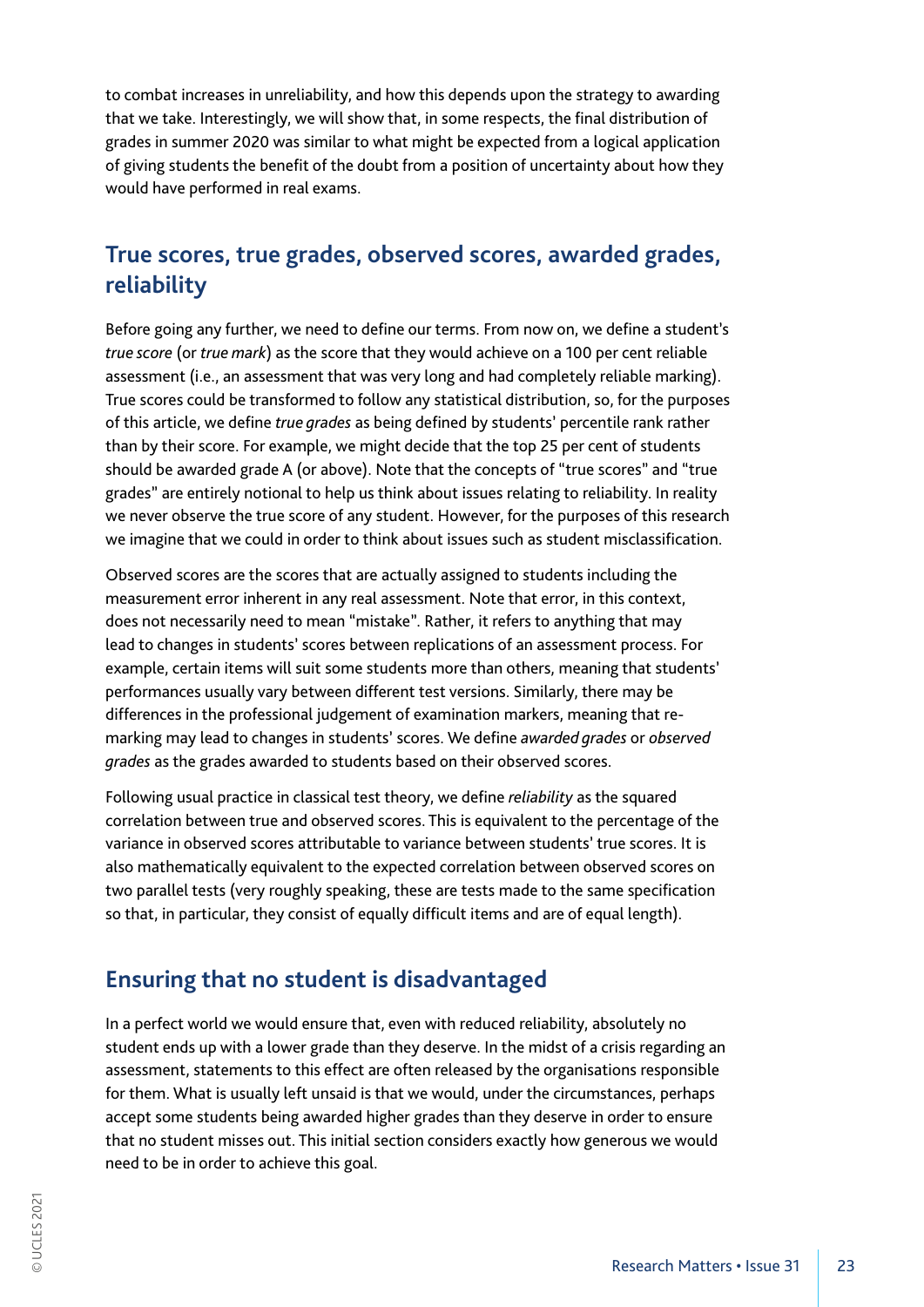to combat increases in unreliability, and how this depends upon the strategy to awarding that we take. Interestingly, we will show that, in some respects, the final distribution of grades in summer 2020 was similar to what might be expected from a logical application of giving students the benefit of the doubt from a position of uncertainty about how they would have performed in real exams.

## True scores, true grades, observed scores, awarded grades, reliability

Before going any further, we need to define our terms. From now on, we define a student's *true score* (or *true mark*) as the score that they would achieve on a 100 per cent reliable assessment (i.e., an assessment that was very long and had completely reliable marking). True scores could be transformed to follow any statistical distribution, so, for the purposes of this article, we define *true grades* as being defined by students' percentile rank rather than by their score. For example, we might decide that the top 25 per cent of students should be awarded grade A (or above). Note that the concepts of "true scores" and "true grades" are entirely notional to help us think about issues relating to reliability. In reality we never observe the true score of any student. However, for the purposes of this research we imagine that we could in order to think about issues such as student misclassification.

Observed scores are the scores that are actually assigned to students including the measurement error inherent in any real assessment. Note that error, in this context, does not necessarily need to mean "mistake". Rather, it refers to anything that may lead to changes in students' scores between replications of an assessment process. For example, certain items will suit some students more than others, meaning that students' performances usually vary between different test versions. Similarly, there may be differences in the professional judgement of examination markers, meaning that re-marking may lead to changes in students' scores. We define *awarded grades* or *observed grades* as the grades awarded to students based on their observed scores.

Following usual practice in classical test theory, we define *reliability* as the squared correlation between true and observed scores. This is equivalent to the percentage of the variance in observed scores attributable to variance between students' true scores. It is also mathematically equivalent to the expected correlation between observed scores on two parallel tests (very roughly speaking, these are tests made to the same specification so that, in particular, they consist of equally difficult items and are of equal length).

## Ensuring that no student is disadvantaged

In a perfect world we would ensure that, even with reduced reliability, absolutely no student ends up with a lower grade than they deserve. In the midst of a crisis regarding an assessment, statements to this effect are often released by the organisations responsible for them. What is usually left unsaid is that we would, under the circumstances, perhaps accept some students being awarded higher grades than they deserve in order to ensure that no student misses out. This initial section considers exactly how generous we would need to be in order to achieve this goal.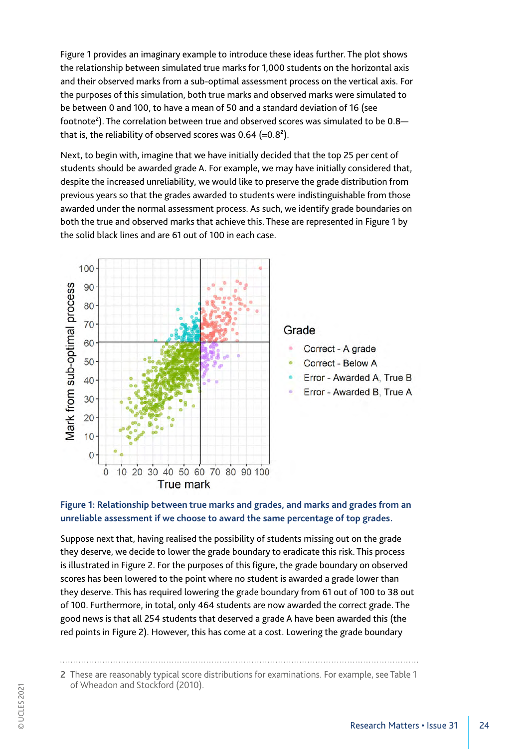Figure 1 provides an imaginary example to introduce these ideas further. The plot shows the relationship between simulated true marks for 1,000 students on the horizontal axis and their observed marks from a sub-optimal assessment process on the vertical axis. For the purposes of this simulation, both true marks and observed marks were simulated to be between 0 and 100, to have a mean of 50 and a standard deviation of 16 (see footnote[2]). The correlation between true and observed scores was simulated to be 0.8—that is, the reliability of observed scores was 0.64 (=$0.8^2$).

Next, to begin with, imagine that we have initially decided that the top 25 per cent of students should be awarded grade A. For example, we may have initially considered that, despite the increased unreliability, we would like to preserve the grade distribution from previous years so that the grades awarded to students were indistinguishable from those awarded under the normal assessment process. As such, we identify grade boundaries on both the true and observed marks that achieve this. These are represented in Figure 1 by the solid black lines and are 61 out of 100 in each case.

**Figure 1: Relationship between true marks and grades, and marks and grades from an unreliable assessment if we choose to award the same percentage of top grades.**

Suppose next that, having realised the possibility of students missing out on the grade they deserve, we decide to lower the grade boundary to eradicate this risk. This process is illustrated in Figure 2. For the purposes of this figure, the grade boundary on observed scores has been lowered to the point where no student is awarded a grade lower than they deserve. This has required lowering the grade boundary from 61 out of 100 to 38 out of 100. Furthermore, in total, only 464 students are now awarded the correct grade. The good news is that all 254 students that deserved a grade A have been awarded this (the red points in Figure 2). However, this has come at a cost. Lowering the grade boundary

2 These are reasonably typical score distributions for examinations. For example, see Table 1 of Wheadon and Stockford (2010).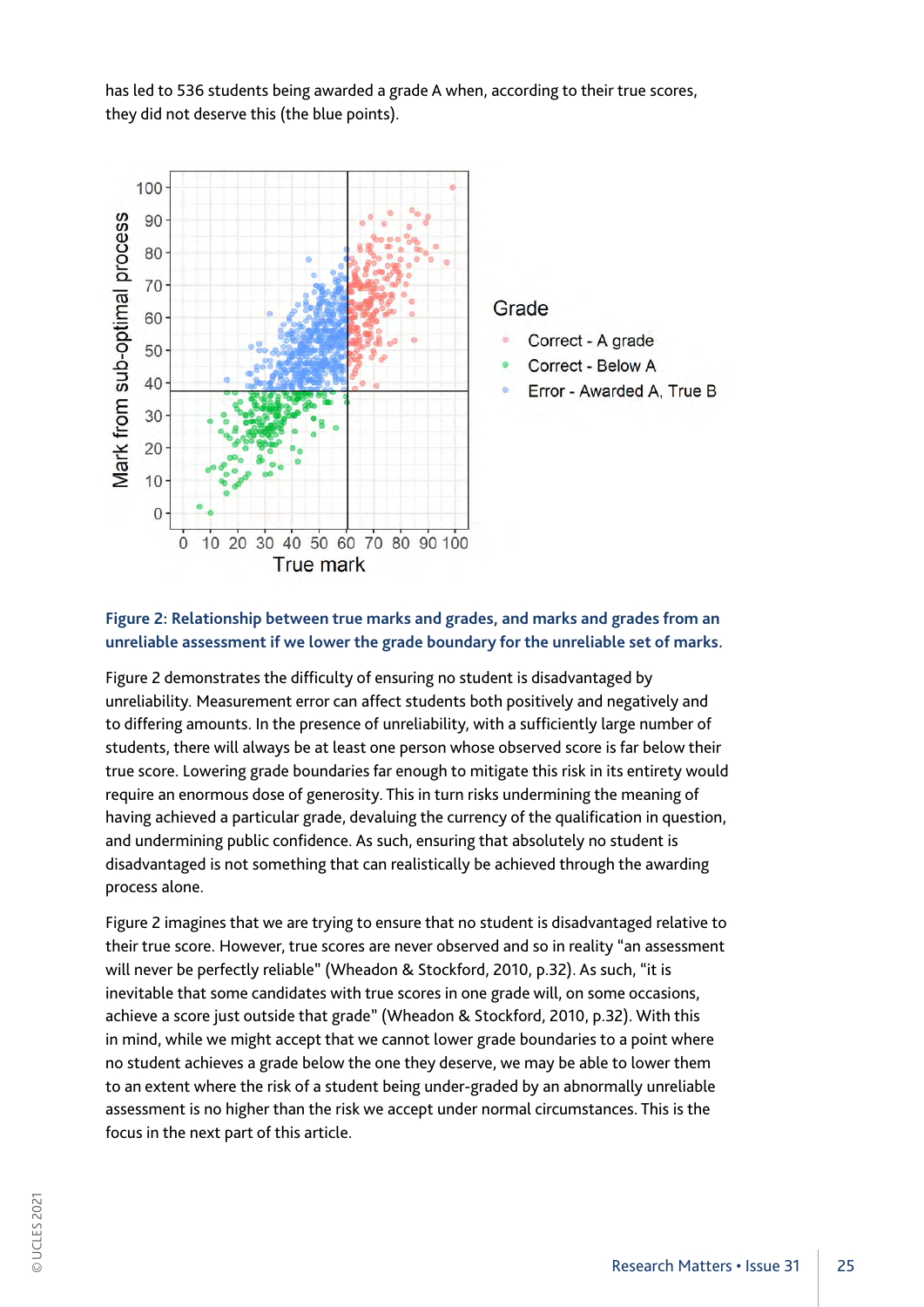has led to 536 students being awarded a grade A when, according to their true scores, they did not deserve this (the blue points).

**Figure 2: Relationship between true marks and grades, and marks and grades from an unreliable assessment if we lower the grade boundary for the unreliable set of marks.**

Figure 2 demonstrates the difficulty of ensuring no student is disadvantaged by unreliability. Measurement error can affect students both positively and negatively and to differing amounts. In the presence of unreliability, with a sufficiently large number of students, there will always be at least one person whose observed score is far below their true score. Lowering grade boundaries far enough to mitigate this risk in its entirety would require an enormous dose of generosity. This in turn risks undermining the meaning of having achieved a particular grade, devaluing the currency of the qualification in question, and undermining public confidence. As such, ensuring that absolutely no student is disadvantaged is not something that can realistically be achieved through the awarding process alone.

Figure 2 imagines that we are trying to ensure that no student is disadvantaged relative to their true score. However, true scores are never observed and so in reality "an assessment will never be perfectly reliable" (Wheadon & Stockford, 2010, p.32). As such, "it is inevitable that some candidates with true scores in one grade will, on some occasions, achieve a score just outside that grade" (Wheadon & Stockford, 2010, p.32). With this in mind, while we might accept that we cannot lower grade boundaries to a point where no student achieves a grade below the one they deserve, we may be able to lower them to an extent where the risk of a student being under-graded by an abnormally unreliable assessment is no higher than the risk we accept under normal circumstances. This is the focus in the next part of this article.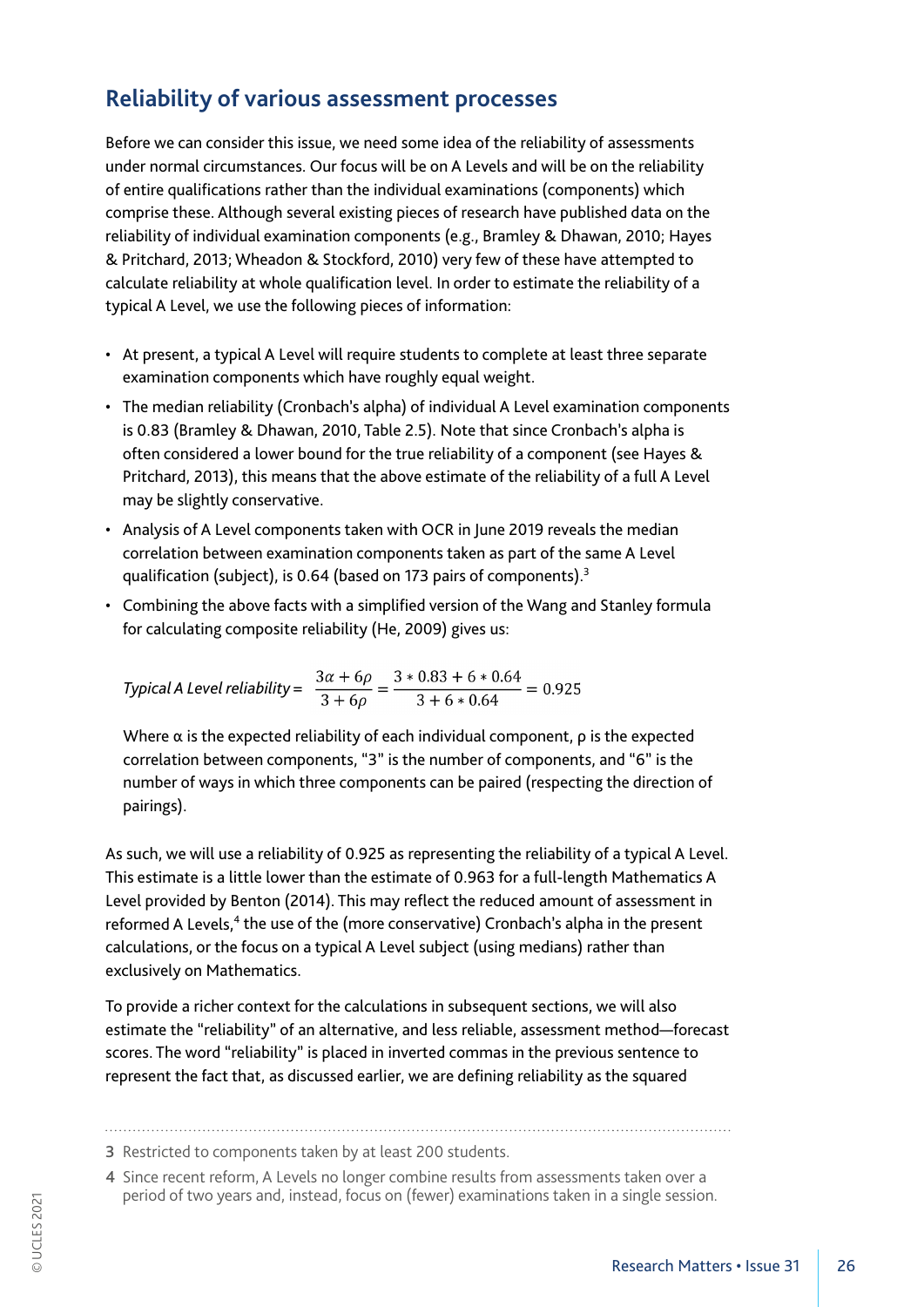## Reliability of various assessment processes

Before we can consider this issue, we need some idea of the reliability of assessments under normal circumstances. Our focus will be on A Levels and will be on the reliability of entire qualifications rather than the individual examinations (components) which comprise these. Although several existing pieces of research have published data on the reliability of individual examination components (e.g., Bramley & Dhawan, 2010; Hayes & Pritchard, 2013; Wheadon & Stockford, 2010) very few of these have attempted to calculate reliability at whole qualification level. In order to estimate the reliability of a typical A Level, we use the following pieces of information:

- At present, a typical A Level will require students to complete at least three separate examination components which have roughly equal weight.
- The median reliability (Cronbach's alpha) of individual A Level examination components is 0.83 (Bramley & Dhawan, 2010, Table 2.5). Note that since Cronbach's alpha is often considered a lower bound for the true reliability of a component (see Hayes & Pritchard, 2013), this means that the above estimate of the reliability of a full A Level may be slightly conservative.
- Analysis of A Level components taken with OCR in June 2019 reveals the median correlation between examination components taken as part of the same A Level qualification (subject), is 0.64 (based on 173 pairs of components).[3]
- Combining the above facts with a simplified version of the Wang and Stanley formula for calculating composite reliability (He, 2009) gives us:

  $$\textit{Typical A Level reliability} = \frac{3\alpha + 6\rho}{3 + 6\rho} = \frac{3 * 0.83 + 6 * 0.64}{3 + 6 * 0.64} = 0.925$$

  Where α is the expected reliability of each individual component, ρ is the expected correlation between components, "3" is the number of components, and "6" is the number of ways in which three components can be paired (respecting the direction of pairings).

As such, we will use a reliability of 0.925 as representing the reliability of a typical A Level. This estimate is a little lower than the estimate of 0.963 for a full-length Mathematics A Level provided by Benton (2014). This may reflect the reduced amount of assessment in reformed A Levels,[4] the use of the (more conservative) Cronbach's alpha in the present calculations, or the focus on a typical A Level subject (using medians) rather than exclusively on Mathematics.

To provide a richer context for the calculations in subsequent sections, we will also estimate the "reliability" of an alternative, and less reliable, assessment method—forecast scores. The word "reliability" is placed in inverted commas in the previous sentence to represent the fact that, as discussed earlier, we are defining reliability as the squared

---

3 Restricted to components taken by at least 200 students.

4 Since recent reform, A Levels no longer combine results from assessments taken over a period of two years and, instead, focus on (fewer) examinations taken in a single session.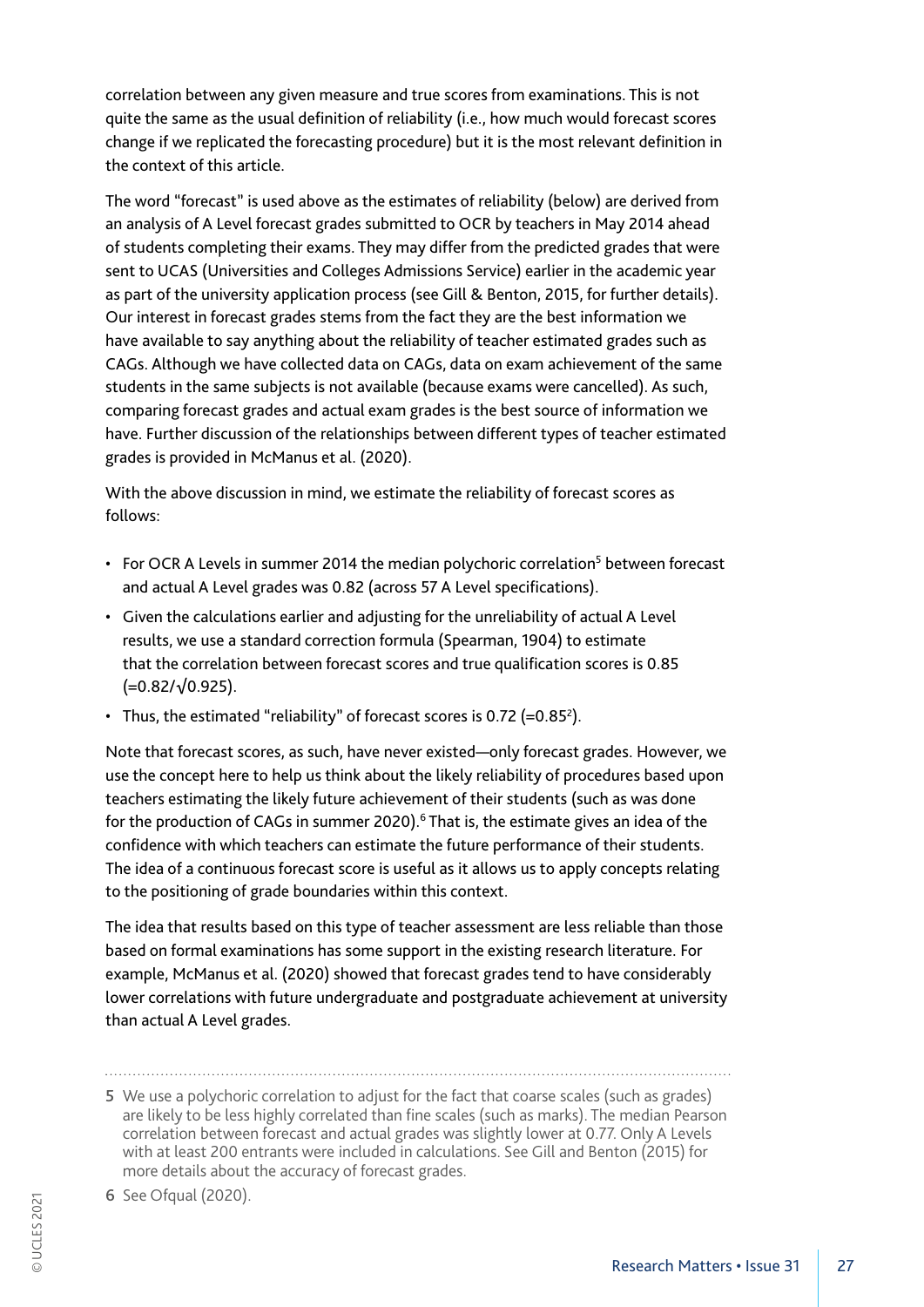correlation between any given measure and true scores from examinations. This is not quite the same as the usual definition of reliability (i.e., how much would forecast scores change if we replicated the forecasting procedure) but it is the most relevant definition in the context of this article.

The word "forecast" is used above as the estimates of reliability (below) are derived from an analysis of A Level forecast grades submitted to OCR by teachers in May 2014 ahead of students completing their exams. They may differ from the predicted grades that were sent to UCAS (Universities and Colleges Admissions Service) earlier in the academic year as part of the university application process (see Gill & Benton, 2015, for further details). Our interest in forecast grades stems from the fact they are the best information we have available to say anything about the reliability of teacher estimated grades such as CAGs. Although we have collected data on CAGs, data on exam achievement of the same students in the same subjects is not available (because exams were cancelled). As such, comparing forecast grades and actual exam grades is the best source of information we have. Further discussion of the relationships between different types of teacher estimated grades is provided in McManus et al. (2020).

With the above discussion in mind, we estimate the reliability of forecast scores as follows:

- For OCR A Levels in summer 2014 the median polychoric correlation[5] between forecast and actual A Level grades was 0.82 (across 57 A Level specifications).
- Given the calculations earlier and adjusting for the unreliability of actual A Level results, we use a standard correction formula (Spearman, 1904) to estimate that the correlation between forecast scores and true qualification scores is 0.85 ($=0.82/\sqrt{0.925}$).
- Thus, the estimated "reliability" of forecast scores is 0.72 ($=0.85^2$).

Note that forecast scores, as such, have never existed—only forecast grades. However, we use the concept here to help us think about the likely reliability of procedures based upon teachers estimating the likely future achievement of their students (such as was done for the production of CAGs in summer 2020).[6] That is, the estimate gives an idea of the confidence with which teachers can estimate the future performance of their students. The idea of a continuous forecast score is useful as it allows us to apply concepts relating to the positioning of grade boundaries within this context.

The idea that results based on this type of teacher assessment are less reliable than those based on formal examinations has some support in the existing research literature. For example, McManus et al. (2020) showed that forecast grades tend to have considerably lower correlations with future undergraduate and postgraduate achievement at university than actual A Level grades.

---

5 We use a polychoric correlation to adjust for the fact that coarse scales (such as grades) are likely to be less highly correlated than fine scales (such as marks). The median Pearson correlation between forecast and actual grades was slightly lower at 0.77. Only A Levels with at least 200 entrants were included in calculations. See Gill and Benton (2015) for more details about the accuracy of forecast grades.

6 See Ofqual (2020).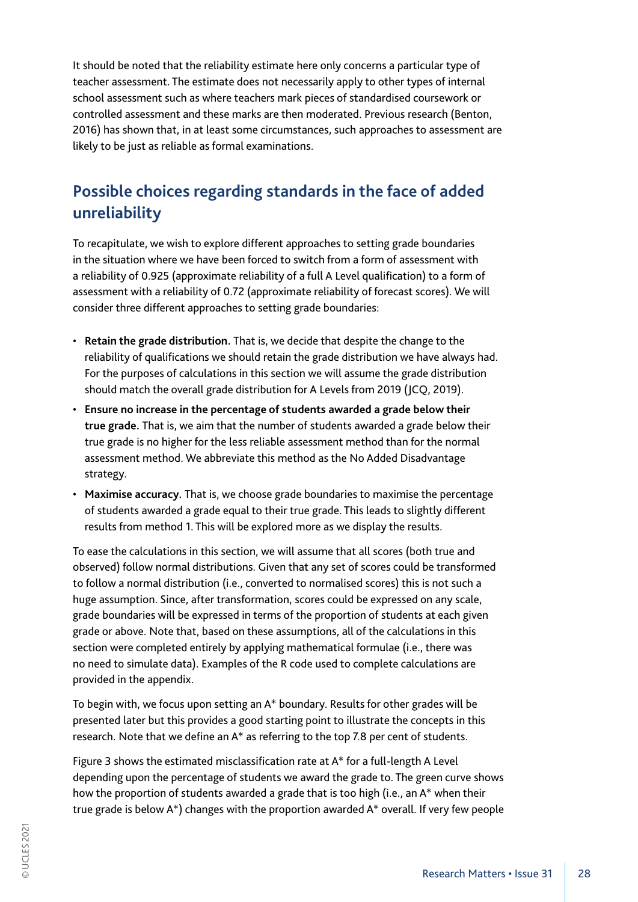It should be noted that the reliability estimate here only concerns a particular type of teacher assessment. The estimate does not necessarily apply to other types of internal school assessment such as where teachers mark pieces of standardised coursework or controlled assessment and these marks are then moderated. Previous research (Benton, 2016) has shown that, in at least some circumstances, such approaches to assessment are likely to be just as reliable as formal examinations.

## Possible choices regarding standards in the face of added unreliability

To recapitulate, we wish to explore different approaches to setting grade boundaries in the situation where we have been forced to switch from a form of assessment with a reliability of 0.925 (approximate reliability of a full A Level qualification) to a form of assessment with a reliability of 0.72 (approximate reliability of forecast scores). We will consider three different approaches to setting grade boundaries:

- **Retain the grade distribution.** That is, we decide that despite the change to the reliability of qualifications we should retain the grade distribution we have always had. For the purposes of calculations in this section we will assume the grade distribution should match the overall grade distribution for A Levels from 2019 (JCQ, 2019).
- **Ensure no increase in the percentage of students awarded a grade below their true grade.** That is, we aim that the number of students awarded a grade below their true grade is no higher for the less reliable assessment method than for the normal assessment method. We abbreviate this method as the No Added Disadvantage strategy.
- **Maximise accuracy.** That is, we choose grade boundaries to maximise the percentage of students awarded a grade equal to their true grade. This leads to slightly different results from method 1. This will be explored more as we display the results.

To ease the calculations in this section, we will assume that all scores (both true and observed) follow normal distributions. Given that any set of scores could be transformed to follow a normal distribution (i.e., converted to normalised scores) this is not such a huge assumption. Since, after transformation, scores could be expressed on any scale, grade boundaries will be expressed in terms of the proportion of students at each given grade or above. Note that, based on these assumptions, all of the calculations in this section were completed entirely by applying mathematical formulae (i.e., there was no need to simulate data). Examples of the R code used to complete calculations are provided in the appendix.

To begin with, we focus upon setting an A* boundary. Results for other grades will be presented later but this provides a good starting point to illustrate the concepts in this research. Note that we define an A* as referring to the top 7.8 per cent of students.

Figure 3 shows the estimated misclassification rate at A* for a full-length A Level depending upon the percentage of students we award the grade to. The green curve shows how the proportion of students awarded a grade that is too high (i.e., an A* when their true grade is below A*) changes with the proportion awarded A* overall. If very few people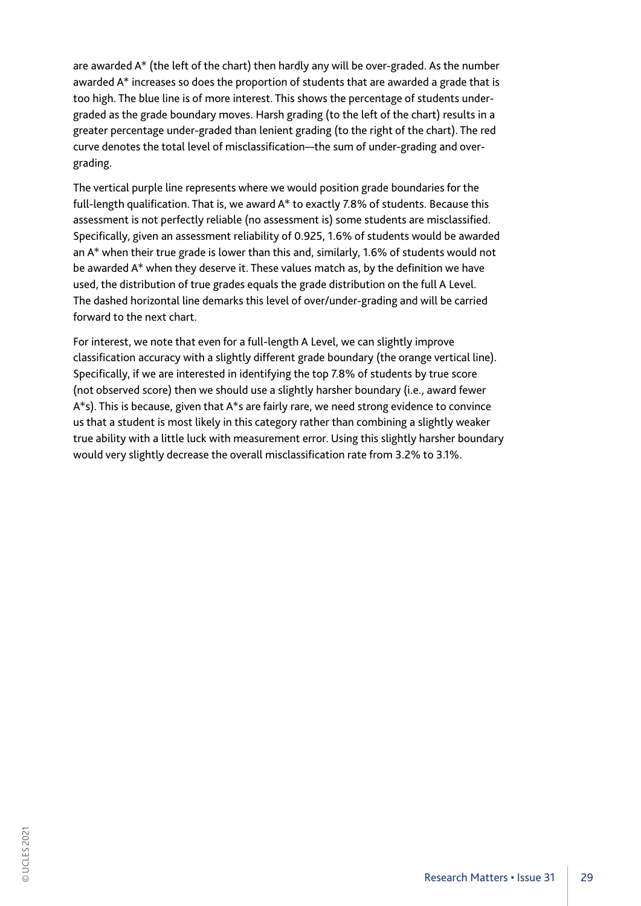are awarded A* (the left of the chart) then hardly any will be over-graded. As the number awarded A* increases so does the proportion of students that are awarded a grade that is too high. The blue line is of more interest. This shows the percentage of students under-graded as the grade boundary moves. Harsh grading (to the left of the chart) results in a greater percentage under-graded than lenient grading (to the right of the chart). The red curve denotes the total level of misclassification—the sum of under-grading and over-grading.

The vertical purple line represents where we would position grade boundaries for the full-length qualification. That is, we award A* to exactly 7.8% of students. Because this assessment is not perfectly reliable (no assessment is) some students are misclassified. Specifically, given an assessment reliability of 0.925, 1.6% of students would be awarded an A* when their true grade is lower than this and, similarly, 1.6% of students would not be awarded A* when they deserve it. These values match as, by the definition we have used, the distribution of true grades equals the grade distribution on the full A Level. The dashed horizontal line demarks this level of over/under-grading and will be carried forward to the next chart.

For interest, we note that even for a full-length A Level, we can slightly improve classification accuracy with a slightly different grade boundary (the orange vertical line). Specifically, if we are interested in identifying the top 7.8% of students by true score (not observed score) then we should use a slightly harsher boundary (i.e., award fewer A*s). This is because, given that A*s are fairly rare, we need strong evidence to convince us that a student is most likely in this category rather than combining a slightly weaker true ability with a little luck with measurement error. Using this slightly harsher boundary would very slightly decrease the overall misclassification rate from 3.2% to 3.1%.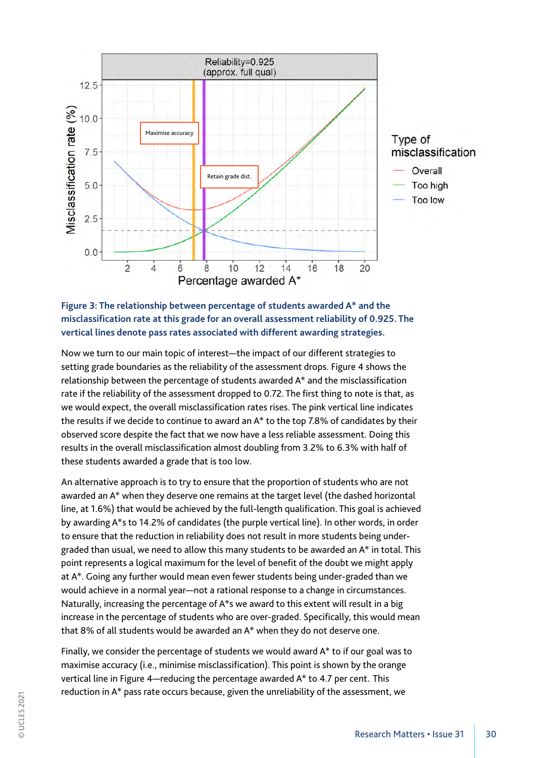**Figure 3: The relationship between percentage of students awarded A* and the misclassification rate at this grade for an overall assessment reliability of 0.925. The vertical lines denote pass rates associated with different awarding strategies.**

Now we turn to our main topic of interest—the impact of our different strategies to setting grade boundaries as the reliability of the assessment drops. Figure 4 shows the relationship between the percentage of students awarded A* and the misclassification rate if the reliability of the assessment dropped to 0.72. The first thing to note is that, as we would expect, the overall misclassification rates rises. The pink vertical line indicates the results if we decide to continue to award an A* to the top 7.8% of candidates by their observed score despite the fact that we now have a less reliable assessment. Doing this results in the overall misclassification almost doubling from 3.2% to 6.3% with half of these students awarded a grade that is too low.

An alternative approach is to try to ensure that the proportion of students who are not awarded an A* when they deserve one remains at the target level (the dashed horizontal line, at 1.6%) that would be achieved by the full-length qualification. This goal is achieved by awarding A*s to 14.2% of candidates (the purple vertical line). In other words, in order to ensure that the reduction in reliability does not result in more students being under-graded than usual, we need to allow this many students to be awarded an A* in total. This point represents a logical maximum for the level of benefit of the doubt we might apply at A*. Going any further would mean even fewer students being under-graded than we would achieve in a normal year—not a rational response to a change in circumstances. Naturally, increasing the percentage of A*s we award to this extent will result in a big increase in the percentage of students who are over-graded. Specifically, this would mean that 8% of all students would be awarded an A* when they do not deserve one.

Finally, we consider the percentage of students we would award A* to if our goal was to maximise accuracy (i.e., minimise misclassification). This point is shown by the orange vertical line in Figure 4—reducing the percentage awarded A* to 4.7 per cent. This reduction in A* pass rate occurs because, given the unreliability of the assessment, we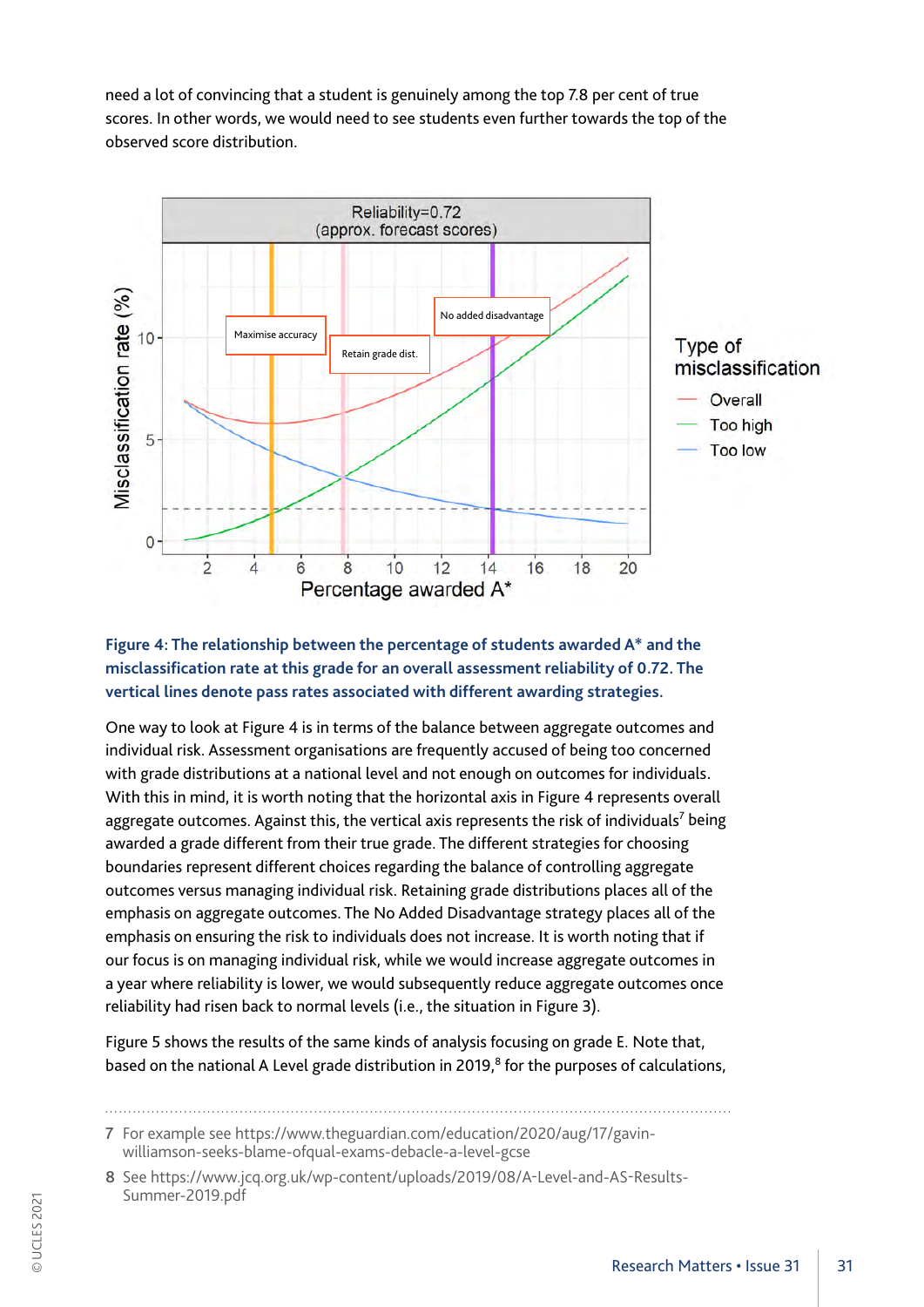need a lot of convincing that a student is genuinely among the top 7.8 per cent of true scores. In other words, we would need to see students even further towards the top of the observed score distribution.

**Figure 4: The relationship between the percentage of students awarded A* and the misclassification rate at this grade for an overall assessment reliability of 0.72. The vertical lines denote pass rates associated with different awarding strategies.**

One way to look at Figure 4 is in terms of the balance between aggregate outcomes and individual risk. Assessment organisations are frequently accused of being too concerned with grade distributions at a national level and not enough on outcomes for individuals. With this in mind, it is worth noting that the horizontal axis in Figure 4 represents overall aggregate outcomes. Against this, the vertical axis represents the risk of individuals[7] being awarded a grade different from their true grade. The different strategies for choosing boundaries represent different choices regarding the balance of controlling aggregate outcomes versus managing individual risk. Retaining grade distributions places all of the emphasis on aggregate outcomes. The No Added Disadvantage strategy places all of the emphasis on ensuring the risk to individuals does not increase. It is worth noting that if our focus is on managing individual risk, while we would increase aggregate outcomes in a year where reliability is lower, we would subsequently reduce aggregate outcomes once reliability had risen back to normal levels (i.e., the situation in Figure 3).

Figure 5 shows the results of the same kinds of analysis focusing on grade E. Note that, based on the national A Level grade distribution in 2019,[8] for the purposes of calculations,

---

7 For example see https://www.theguardian.com/education/2020/aug/17/gavin-williamson-seeks-blame-ofqual-exams-debacle-a-level-gcse

8 See https://www.jcq.org.uk/wp-content/uploads/2019/08/A-Level-and-AS-Results-Summer-2019.pdf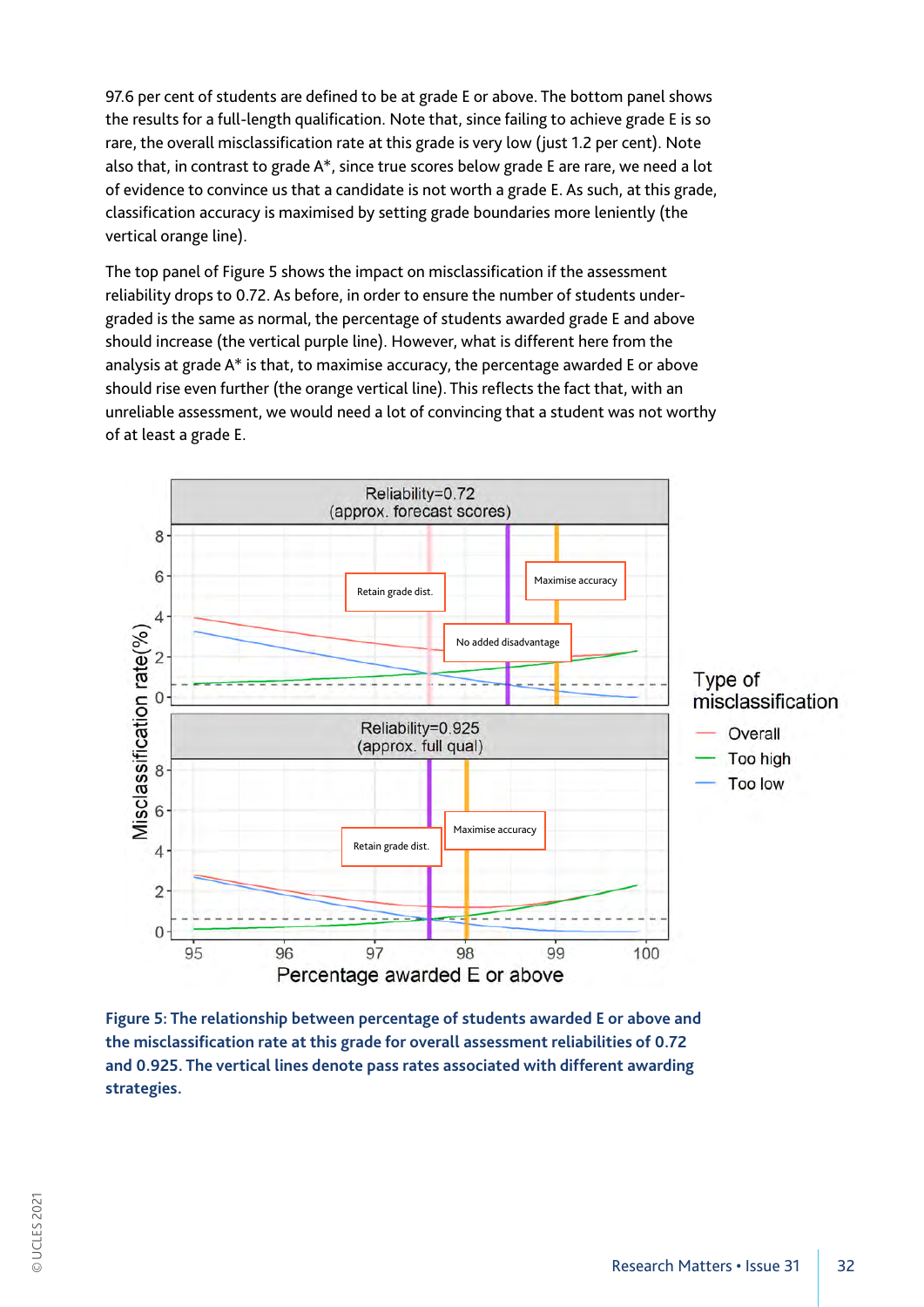97.6 per cent of students are defined to be at grade E or above. The bottom panel shows the results for a full-length qualification. Note that, since failing to achieve grade E is so rare, the overall misclassification rate at this grade is very low (just 1.2 per cent). Note also that, in contrast to grade A*, since true scores below grade E are rare, we need a lot of evidence to convince us that a candidate is not worth a grade E. As such, at this grade, classification accuracy is maximised by setting grade boundaries more leniently (the vertical orange line).

The top panel of Figure 5 shows the impact on misclassification if the assessment reliability drops to 0.72. As before, in order to ensure the number of students under-graded is the same as normal, the percentage of students awarded grade E and above should increase (the vertical purple line). However, what is different here from the analysis at grade A* is that, to maximise accuracy, the percentage awarded E or above should rise even further (the orange vertical line). This reflects the fact that, with an unreliable assessment, we would need a lot of convincing that a student was not worthy of at least a grade E.

**Figure 5: The relationship between percentage of students awarded E or above and the misclassification rate at this grade for overall assessment reliabilities of 0.72 and 0.925. The vertical lines denote pass rates associated with different awarding strategies.**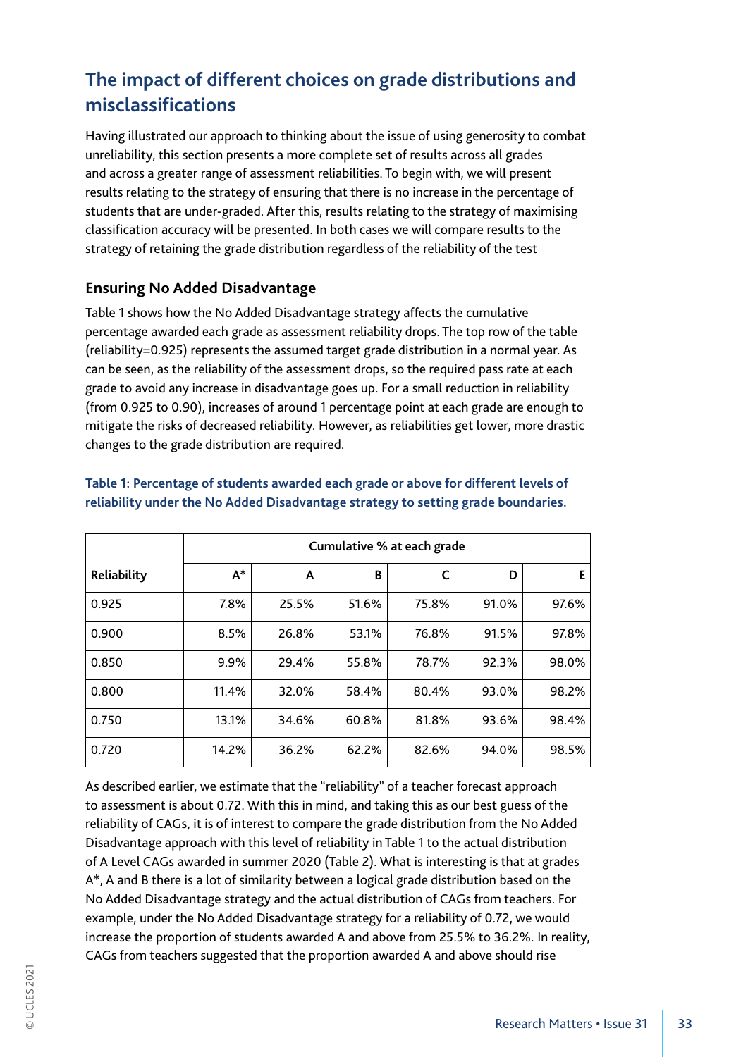## The impact of different choices on grade distributions and misclassifications

Having illustrated our approach to thinking about the issue of using generosity to combat unreliability, this section presents a more complete set of results across all grades and across a greater range of assessment reliabilities. To begin with, we will present results relating to the strategy of ensuring that there is no increase in the percentage of students that are under-graded. After this, results relating to the strategy of maximising classification accuracy will be presented. In both cases we will compare results to the strategy of retaining the grade distribution regardless of the reliability of the test

### Ensuring No Added Disadvantage

Table 1 shows how the No Added Disadvantage strategy affects the cumulative percentage awarded each grade as assessment reliability drops. The top row of the table (reliability=0.925) represents the assumed target grade distribution in a normal year. As can be seen, as the reliability of the assessment drops, so the required pass rate at each grade to avoid any increase in disadvantage goes up. For a small reduction in reliability (from 0.925 to 0.90), increases of around 1 percentage point at each grade are enough to mitigate the risks of decreased reliability. However, as reliabilities get lower, more drastic changes to the grade distribution are required.

**Table 1: Percentage of students awarded each grade or above for different levels of reliability under the No Added Disadvantage strategy to setting grade boundaries.**

| | Cumulative % at each grade | | | | | |
|---|---|---|---|---|---|---|
| **Reliability** | **A*** | **A** | **B** | **C** | **D** | **E** |
| 0.925 | 7.8% | 25.5% | 51.6% | 75.8% | 91.0% | 97.6% |
| 0.900 | 8.5% | 26.8% | 53.1% | 76.8% | 91.5% | 97.8% |
| 0.850 | 9.9% | 29.4% | 55.8% | 78.7% | 92.3% | 98.0% |
| 0.800 | 11.4% | 32.0% | 58.4% | 80.4% | 93.0% | 98.2% |
| 0.750 | 13.1% | 34.6% | 60.8% | 81.8% | 93.6% | 98.4% |
| 0.720 | 14.2% | 36.2% | 62.2% | 82.6% | 94.0% | 98.5% |

As described earlier, we estimate that the "reliability" of a teacher forecast approach to assessment is about 0.72. With this in mind, and taking this as our best guess of the reliability of CAGs, it is of interest to compare the grade distribution from the No Added Disadvantage approach with this level of reliability in Table 1 to the actual distribution of A Level CAGs awarded in summer 2020 (Table 2). What is interesting is that at grades A*, A and B there is a lot of similarity between a logical grade distribution based on the No Added Disadvantage strategy and the actual distribution of CAGs from teachers. For example, under the No Added Disadvantage strategy for a reliability of 0.72, we would increase the proportion of students awarded A and above from 25.5% to 36.2%. In reality, CAGs from teachers suggested that the proportion awarded A and above should rise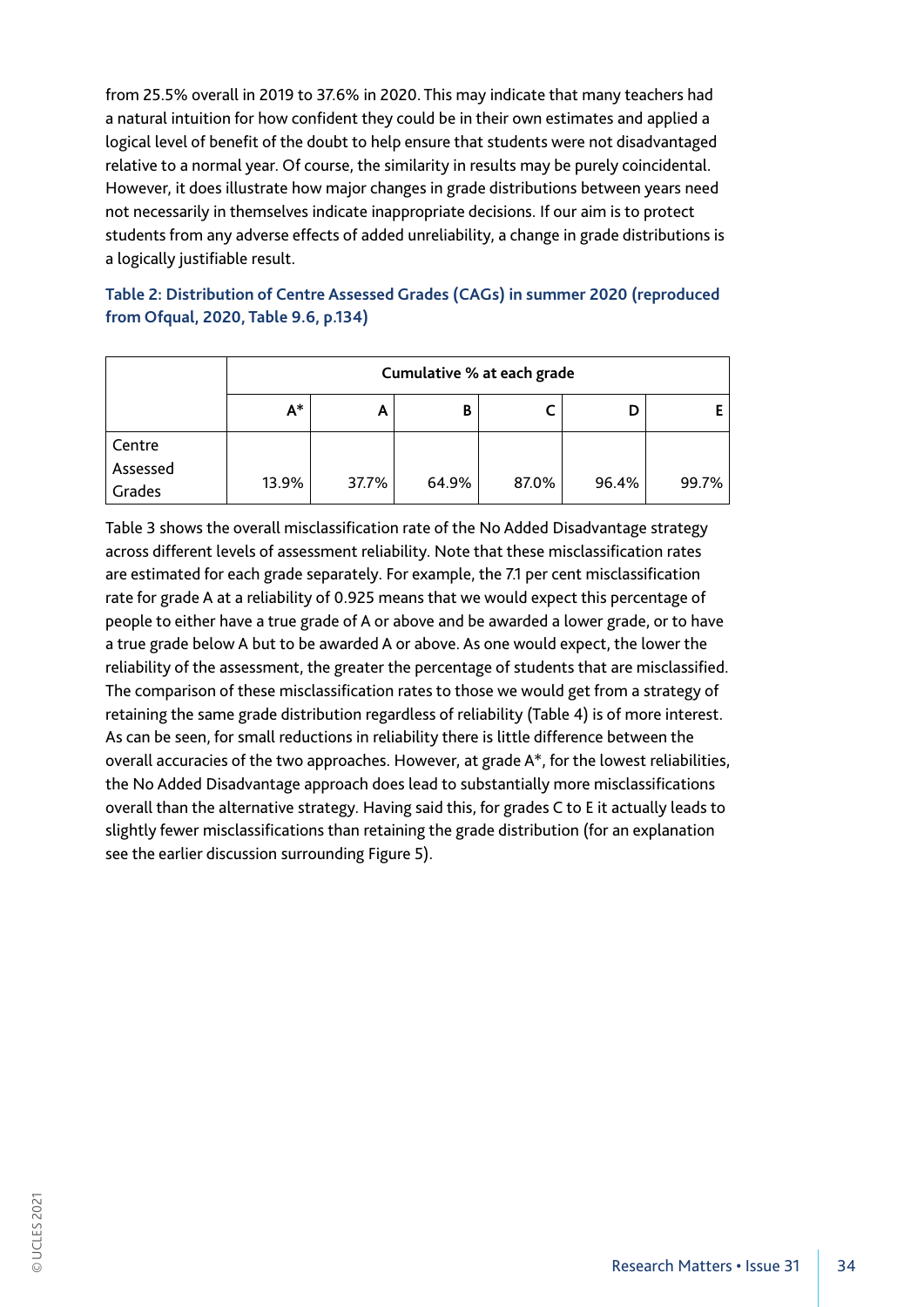from 25.5% overall in 2019 to 37.6% in 2020. This may indicate that many teachers had a natural intuition for how confident they could be in their own estimates and applied a logical level of benefit of the doubt to help ensure that students were not disadvantaged relative to a normal year. Of course, the similarity in results may be purely coincidental. However, it does illustrate how major changes in grade distributions between years need not necessarily in themselves indicate inappropriate decisions. If our aim is to protect students from any adverse effects of added unreliability, a change in grade distributions is a logically justifiable result.

**Table 2: Distribution of Centre Assessed Grades (CAGs) in summer 2020 (reproduced from Ofqual, 2020, Table 9.6, p.134)**

| | Cumulative % at each grade | | | | | |
|---|---|---|---|---|---|---|
| | A* | A | B | C | D | E |
| Centre Assessed Grades | 13.9% | 37.7% | 64.9% | 87.0% | 96.4% | 99.7% |

Table 3 shows the overall misclassification rate of the No Added Disadvantage strategy across different levels of assessment reliability. Note that these misclassification rates are estimated for each grade separately. For example, the 7.1 per cent misclassification rate for grade A at a reliability of 0.925 means that we would expect this percentage of people to either have a true grade of A or above and be awarded a lower grade, or to have a true grade below A but to be awarded A or above. As one would expect, the lower the reliability of the assessment, the greater the percentage of students that are misclassified. The comparison of these misclassification rates to those we would get from a strategy of retaining the same grade distribution regardless of reliability (Table 4) is of more interest. As can be seen, for small reductions in reliability there is little difference between the overall accuracies of the two approaches. However, at grade A*, for the lowest reliabilities, the No Added Disadvantage approach does lead to substantially more misclassifications overall than the alternative strategy. Having said this, for grades C to E it actually leads to slightly fewer misclassifications than retaining the grade distribution (for an explanation see the earlier discussion surrounding Figure 5).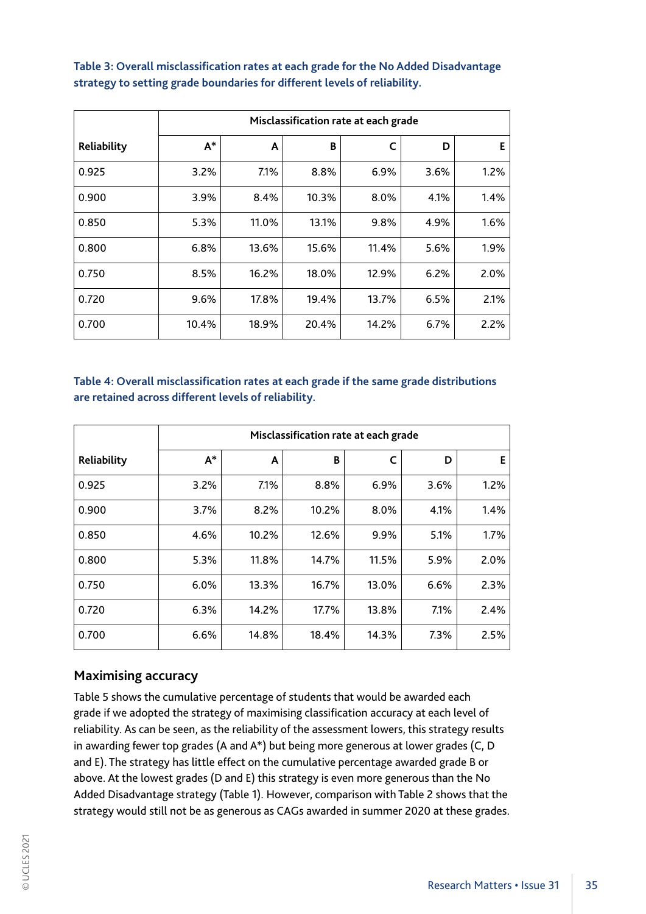**Table 3: Overall misclassification rates at each grade for the No Added Disadvantage strategy to setting grade boundaries for different levels of reliability.**

| | Misclassification rate at each grade | | | | | |
|---|---|---|---|---|---|---|
| Reliability | A* | A | B | C | D | E |
| 0.925 | 3.2% | 7.1% | 8.8% | 6.9% | 3.6% | 1.2% |
| 0.900 | 3.9% | 8.4% | 10.3% | 8.0% | 4.1% | 1.4% |
| 0.850 | 5.3% | 11.0% | 13.1% | 9.8% | 4.9% | 1.6% |
| 0.800 | 6.8% | 13.6% | 15.6% | 11.4% | 5.6% | 1.9% |
| 0.750 | 8.5% | 16.2% | 18.0% | 12.9% | 6.2% | 2.0% |
| 0.720 | 9.6% | 17.8% | 19.4% | 13.7% | 6.5% | 2.1% |
| 0.700 | 10.4% | 18.9% | 20.4% | 14.2% | 6.7% | 2.2% |

**Table 4: Overall misclassification rates at each grade if the same grade distributions are retained across different levels of reliability.**

| | Misclassification rate at each grade | | | | | |
|---|---|---|---|---|---|---|
| Reliability | A* | A | B | C | D | E |
| 0.925 | 3.2% | 7.1% | 8.8% | 6.9% | 3.6% | 1.2% |
| 0.900 | 3.7% | 8.2% | 10.2% | 8.0% | 4.1% | 1.4% |
| 0.850 | 4.6% | 10.2% | 12.6% | 9.9% | 5.1% | 1.7% |
| 0.800 | 5.3% | 11.8% | 14.7% | 11.5% | 5.9% | 2.0% |
| 0.750 | 6.0% | 13.3% | 16.7% | 13.0% | 6.6% | 2.3% |
| 0.720 | 6.3% | 14.2% | 17.7% | 13.8% | 7.1% | 2.4% |
| 0.700 | 6.6% | 14.8% | 18.4% | 14.3% | 7.3% | 2.5% |

## Maximising accuracy

Table 5 shows the cumulative percentage of students that would be awarded each grade if we adopted the strategy of maximising classification accuracy at each level of reliability. As can be seen, as the reliability of the assessment lowers, this strategy results in awarding fewer top grades (A and A*) but being more generous at lower grades (C, D and E). The strategy has little effect on the cumulative percentage awarded grade B or above. At the lowest grades (D and E) this strategy is even more generous than the No Added Disadvantage strategy (Table 1). However, comparison with Table 2 shows that the strategy would still not be as generous as CAGs awarded in summer 2020 at these grades.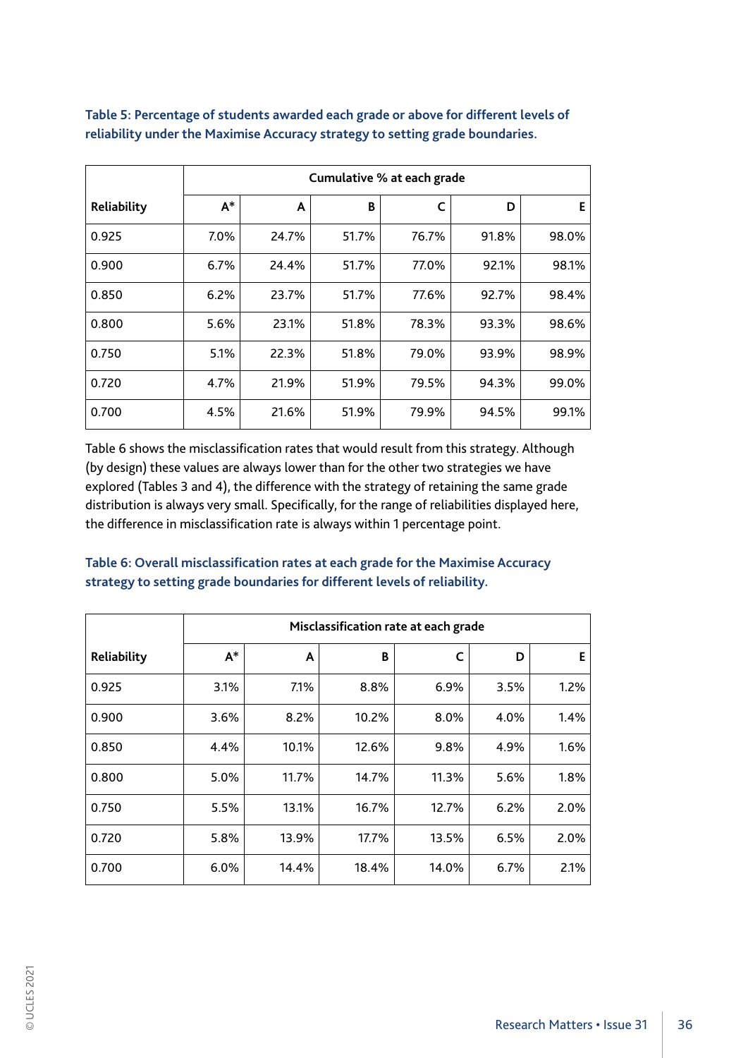**Table 5: Percentage of students awarded each grade or above for different levels of reliability under the Maximise Accuracy strategy to setting grade boundaries.**

| | Cumulative % at each grade | | | | | |
|---|---|---|---|---|---|---|
| **Reliability** | **A*** | **A** | **B** | **C** | **D** | **E** |
| 0.925 | 7.0% | 24.7% | 51.7% | 76.7% | 91.8% | 98.0% |
| 0.900 | 6.7% | 24.4% | 51.7% | 77.0% | 92.1% | 98.1% |
| 0.850 | 6.2% | 23.7% | 51.7% | 77.6% | 92.7% | 98.4% |
| 0.800 | 5.6% | 23.1% | 51.8% | 78.3% | 93.3% | 98.6% |
| 0.750 | 5.1% | 22.3% | 51.8% | 79.0% | 93.9% | 98.9% |
| 0.720 | 4.7% | 21.9% | 51.9% | 79.5% | 94.3% | 99.0% |
| 0.700 | 4.5% | 21.6% | 51.9% | 79.9% | 94.5% | 99.1% |

Table 6 shows the misclassification rates that would result from this strategy. Although (by design) these values are always lower than for the other two strategies we have explored (Tables 3 and 4), the difference with the strategy of retaining the same grade distribution is always very small. Specifically, for the range of reliabilities displayed here, the difference in misclassification rate is always within 1 percentage point.

**Table 6: Overall misclassification rates at each grade for the Maximise Accuracy strategy to setting grade boundaries for different levels of reliability.**

| | Misclassification rate at each grade | | | | | |
|---|---|---|---|---|---|---|
| **Reliability** | **A*** | **A** | **B** | **C** | **D** | **E** |
| 0.925 | 3.1% | 7.1% | 8.8% | 6.9% | 3.5% | 1.2% |
| 0.900 | 3.6% | 8.2% | 10.2% | 8.0% | 4.0% | 1.4% |
| 0.850 | 4.4% | 10.1% | 12.6% | 9.8% | 4.9% | 1.6% |
| 0.800 | 5.0% | 11.7% | 14.7% | 11.3% | 5.6% | 1.8% |
| 0.750 | 5.5% | 13.1% | 16.7% | 12.7% | 6.2% | 2.0% |
| 0.720 | 5.8% | 13.9% | 17.7% | 13.5% | 6.5% | 2.0% |
| 0.700 | 6.0% | 14.4% | 18.4% | 14.0% | 6.7% | 2.1% |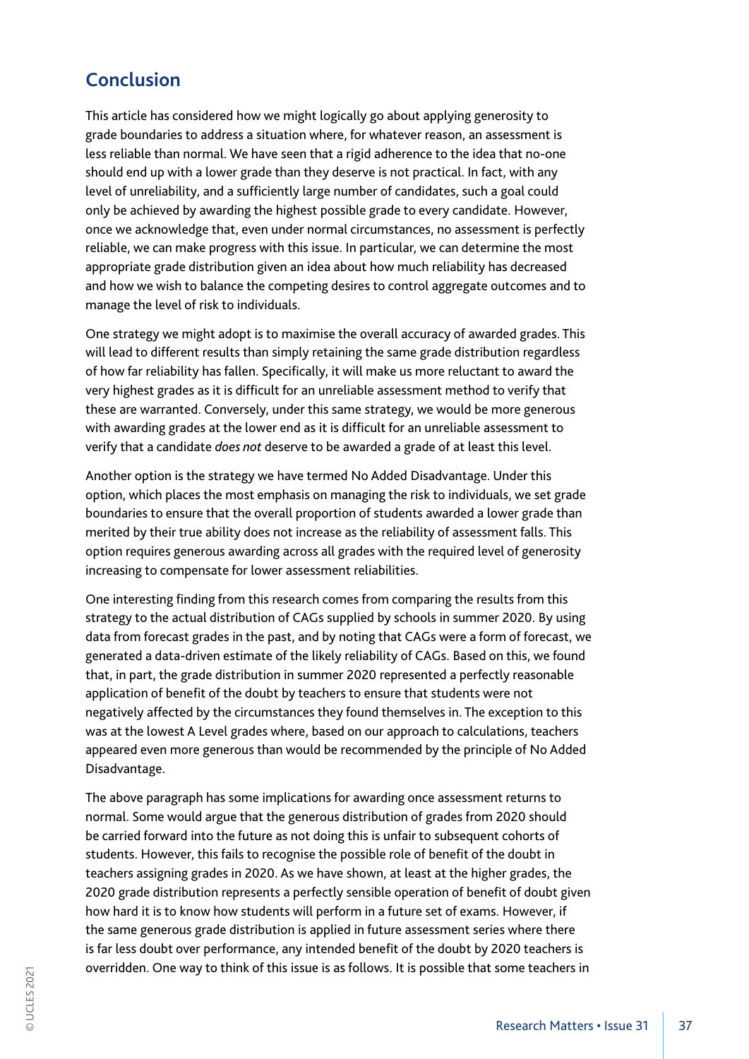## Conclusion

This article has considered how we might logically go about applying generosity to grade boundaries to address a situation where, for whatever reason, an assessment is less reliable than normal. We have seen that a rigid adherence to the idea that no-one should end up with a lower grade than they deserve is not practical. In fact, with any level of unreliability, and a sufficiently large number of candidates, such a goal could only be achieved by awarding the highest possible grade to every candidate. However, once we acknowledge that, even under normal circumstances, no assessment is perfectly reliable, we can make progress with this issue. In particular, we can determine the most appropriate grade distribution given an idea about how much reliability has decreased and how we wish to balance the competing desires to control aggregate outcomes and to manage the level of risk to individuals.

One strategy we might adopt is to maximise the overall accuracy of awarded grades. This will lead to different results than simply retaining the same grade distribution regardless of how far reliability has fallen. Specifically, it will make us more reluctant to award the very highest grades as it is difficult for an unreliable assessment method to verify that these are warranted. Conversely, under this same strategy, we would be more generous with awarding grades at the lower end as it is difficult for an unreliable assessment to verify that a candidate *does not* deserve to be awarded a grade of at least this level.

Another option is the strategy we have termed No Added Disadvantage. Under this option, which places the most emphasis on managing the risk to individuals, we set grade boundaries to ensure that the overall proportion of students awarded a lower grade than merited by their true ability does not increase as the reliability of assessment falls. This option requires generous awarding across all grades with the required level of generosity increasing to compensate for lower assessment reliabilities.

One interesting finding from this research comes from comparing the results from this strategy to the actual distribution of CAGs supplied by schools in summer 2020. By using data from forecast grades in the past, and by noting that CAGs were a form of forecast, we generated a data-driven estimate of the likely reliability of CAGs. Based on this, we found that, in part, the grade distribution in summer 2020 represented a perfectly reasonable application of benefit of the doubt by teachers to ensure that students were not negatively affected by the circumstances they found themselves in. The exception to this was at the lowest A Level grades where, based on our approach to calculations, teachers appeared even more generous than would be recommended by the principle of No Added Disadvantage.

The above paragraph has some implications for awarding once assessment returns to normal. Some would argue that the generous distribution of grades from 2020 should be carried forward into the future as not doing this is unfair to subsequent cohorts of students. However, this fails to recognise the possible role of benefit of the doubt in teachers assigning grades in 2020. As we have shown, at least at the higher grades, the 2020 grade distribution represents a perfectly sensible operation of benefit of doubt given how hard it is to know how students will perform in a future set of exams. However, if the same generous grade distribution is applied in future assessment series where there is far less doubt over performance, any intended benefit of the doubt by 2020 teachers is overridden. One way to think of this issue is as follows. It is possible that some teachers in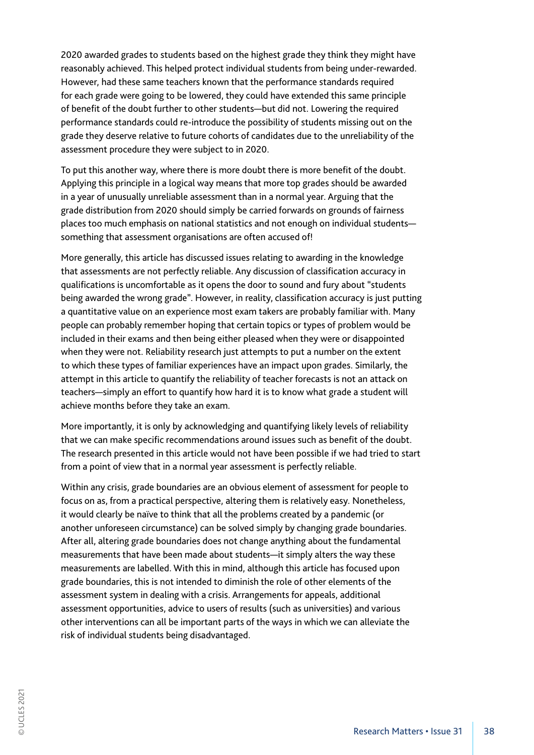2020 awarded grades to students based on the highest grade they think they might have reasonably achieved. This helped protect individual students from being under-rewarded. However, had these same teachers known that the performance standards required for each grade were going to be lowered, they could have extended this same principle of benefit of the doubt further to other students—but did not. Lowering the required performance standards could re-introduce the possibility of students missing out on the grade they deserve relative to future cohorts of candidates due to the unreliability of the assessment procedure they were subject to in 2020.

To put this another way, where there is more doubt there is more benefit of the doubt. Applying this principle in a logical way means that more top grades should be awarded in a year of unusually unreliable assessment than in a normal year. Arguing that the grade distribution from 2020 should simply be carried forwards on grounds of fairness places too much emphasis on national statistics and not enough on individual students—something that assessment organisations are often accused of!

More generally, this article has discussed issues relating to awarding in the knowledge that assessments are not perfectly reliable. Any discussion of classification accuracy in qualifications is uncomfortable as it opens the door to sound and fury about "students being awarded the wrong grade". However, in reality, classification accuracy is just putting a quantitative value on an experience most exam takers are probably familiar with. Many people can probably remember hoping that certain topics or types of problem would be included in their exams and then being either pleased when they were or disappointed when they were not. Reliability research just attempts to put a number on the extent to which these types of familiar experiences have an impact upon grades. Similarly, the attempt in this article to quantify the reliability of teacher forecasts is not an attack on teachers—simply an effort to quantify how hard it is to know what grade a student will achieve months before they take an exam.

More importantly, it is only by acknowledging and quantifying likely levels of reliability that we can make specific recommendations around issues such as benefit of the doubt. The research presented in this article would not have been possible if we had tried to start from a point of view that in a normal year assessment is perfectly reliable.

Within any crisis, grade boundaries are an obvious element of assessment for people to focus on as, from a practical perspective, altering them is relatively easy. Nonetheless, it would clearly be naïve to think that all the problems created by a pandemic (or another unforeseen circumstance) can be solved simply by changing grade boundaries. After all, altering grade boundaries does not change anything about the fundamental measurements that have been made about students—it simply alters the way these measurements are labelled. With this in mind, although this article has focused upon grade boundaries, this is not intended to diminish the role of other elements of the assessment system in dealing with a crisis. Arrangements for appeals, additional assessment opportunities, advice to users of results (such as universities) and various other interventions can all be important parts of the ways in which we can alleviate the risk of individual students being disadvantaged.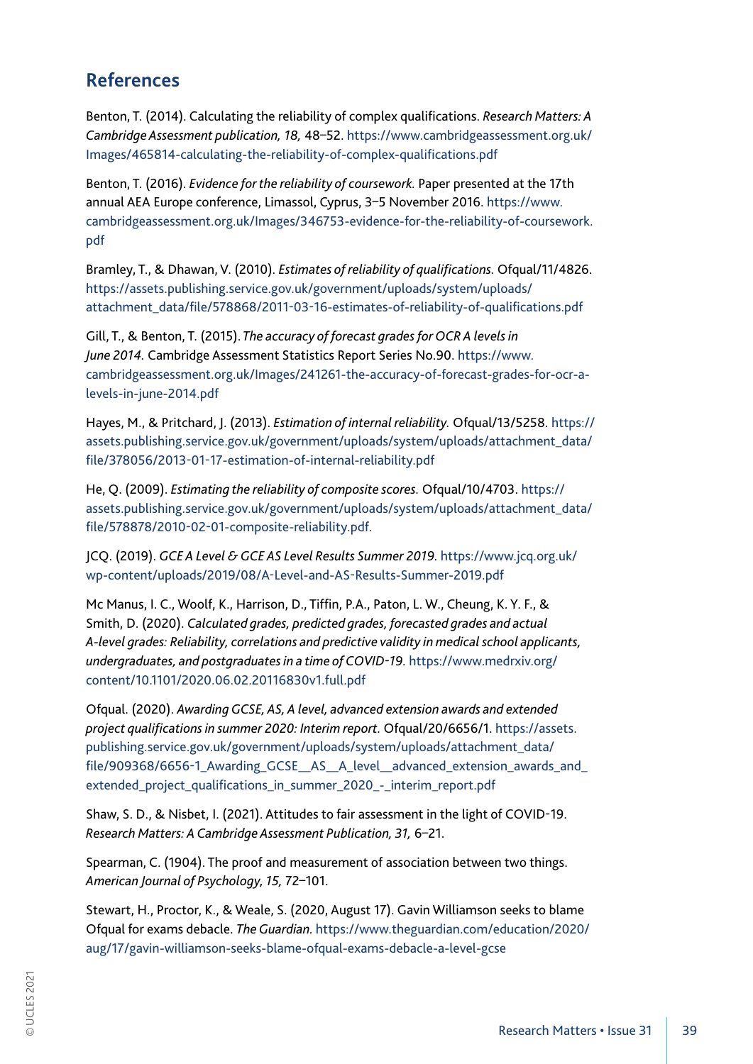## References

Benton, T. (2014). Calculating the reliability of complex qualifications. *Research Matters: A Cambridge Assessment publication, 18,* 48–52. https://www.cambridgeassessment.org.uk/Images/465814-calculating-the-reliability-of-complex-qualifications.pdf

Benton, T. (2016). *Evidence for the reliability of coursework.* Paper presented at the 17th annual AEA Europe conference, Limassol, Cyprus, 3–5 November 2016. https://www.cambridgeassessment.org.uk/Images/346753-evidence-for-the-reliability-of-coursework.pdf

Bramley, T., & Dhawan, V. (2010). *Estimates of reliability of qualifications.* Ofqual/11/4826. https://assets.publishing.service.gov.uk/government/uploads/system/uploads/attachment_data/file/578868/2011-03-16-estimates-of-reliability-of-qualifications.pdf

Gill, T., & Benton, T. (2015). *The accuracy of forecast grades for OCR A levels in June 2014.* Cambridge Assessment Statistics Report Series No.90. https://www.cambridgeassessment.org.uk/Images/241261-the-accuracy-of-forecast-grades-for-ocr-a-levels-in-june-2014.pdf

Hayes, M., & Pritchard, J. (2013). *Estimation of internal reliability.* Ofqual/13/5258. https://assets.publishing.service.gov.uk/government/uploads/system/uploads/attachment_data/file/378056/2013-01-17-estimation-of-internal-reliability.pdf

He, Q. (2009). *Estimating the reliability of composite scores.* Ofqual/10/4703. https://assets.publishing.service.gov.uk/government/uploads/system/uploads/attachment_data/file/578878/2010-02-01-composite-reliability.pdf.

JCQ. (2019). *GCE A Level & GCE AS Level Results Summer 2019.* https://www.jcq.org.uk/wp-content/uploads/2019/08/A-Level-and-AS-Results-Summer-2019.pdf

Mc Manus, I. C., Woolf, K., Harrison, D., Tiffin, P.A., Paton, L. W., Cheung, K. Y. F., & Smith, D. (2020). *Calculated grades, predicted grades, forecasted grades and actual A-level grades: Reliability, correlations and predictive validity in medical school applicants, undergraduates, and postgraduates in a time of COVID-19.* https://www.medrxiv.org/content/10.1101/2020.06.02.20116830v1.full.pdf

Ofqual. (2020). *Awarding GCSE, AS, A level, advanced extension awards and extended project qualifications in summer 2020: Interim report.* Ofqual/20/6656/1. https://assets.publishing.service.gov.uk/government/uploads/system/uploads/attachment_data/file/909368/6656-1_Awarding_GCSE__AS__A_level__advanced_extension_awards_and_extended_project_qualifications_in_summer_2020_-_interim_report.pdf

Shaw, S. D., & Nisbet, I. (2021). Attitudes to fair assessment in the light of COVID-19. *Research Matters: A Cambridge Assessment Publication, 31,* 6–21.

Spearman, C. (1904). The proof and measurement of association between two things. *American Journal of Psychology, 15,* 72–101.

Stewart, H., Proctor, K., & Weale, S. (2020, August 17). Gavin Williamson seeks to blame Ofqual for exams debacle. *The Guardian.* https://www.theguardian.com/education/2020/aug/17/gavin-williamson-seeks-blame-ofqual-exams-debacle-a-level-gcse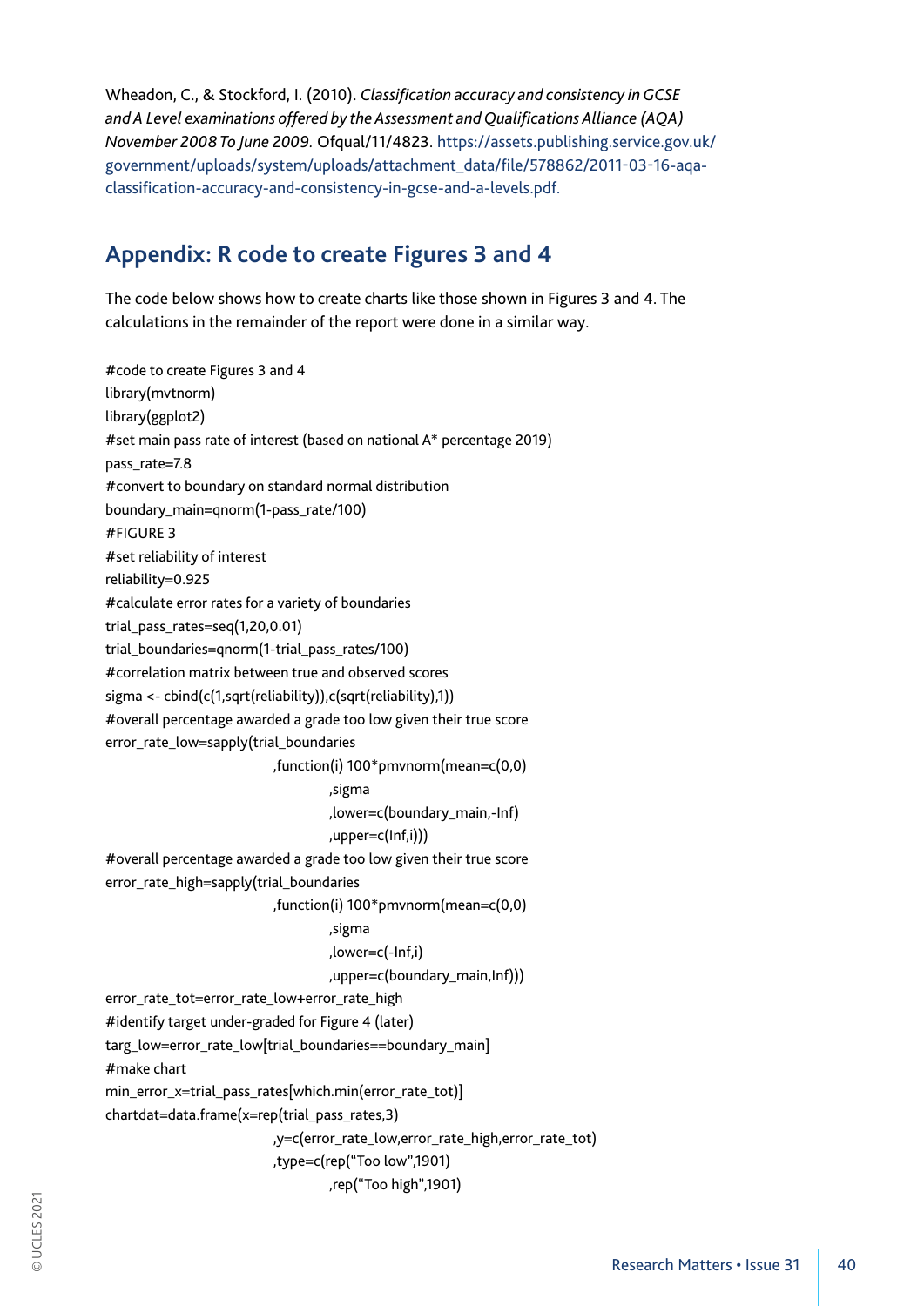Wheadon, C., & Stockford, I. (2010). *Classification accuracy and consistency in GCSE and A Level examinations offered by the Assessment and Qualifications Alliance (AQA) November 2008 To June 2009.* Ofqual/11/4823. https://assets.publishing.service.gov.uk/government/uploads/system/uploads/attachment_data/file/578862/2011-03-16-aqa-classification-accuracy-and-consistency-in-gcse-and-a-levels.pdf.

## Appendix: R code to create Figures 3 and 4

The code below shows how to create charts like those shown in Figures 3 and 4. The calculations in the remainder of the report were done in a similar way.

```
#code to create Figures 3 and 4
library(mvtnorm)
library(ggplot2)
#set main pass rate of interest (based on national A* percentage 2019)
pass_rate=7.8
#convert to boundary on standard normal distribution
boundary_main=qnorm(1-pass_rate/100)
#FIGURE 3
#set reliability of interest
reliability=0.925
#calculate error rates for a variety of boundaries
trial_pass_rates=seq(1,20,0.01)
trial_boundaries=qnorm(1-trial_pass_rates/100)
#correlation matrix between true and observed scores
sigma <- cbind(c(1,sqrt(reliability)),c(sqrt(reliability),1))
#overall percentage awarded a grade too low given their true score
error_rate_low=sapply(trial_boundaries
                      ,function(i) 100*pmvnorm(mean=c(0,0)
                              ,sigma
                              ,lower=c(boundary_main,-Inf)
                              ,upper=c(Inf,i)))
#overall percentage awarded a grade too low given their true score
error_rate_high=sapply(trial_boundaries
                      ,function(i) 100*pmvnorm(mean=c(0,0)
                              ,sigma
                              ,lower=c(-Inf,i)
                              ,upper=c(boundary_main,Inf)))
error_rate_tot=error_rate_low+error_rate_high
#identify target under-graded for Figure 4 (later)
targ_low=error_rate_low[trial_boundaries==boundary_main]
#make chart
min_error_x=trial_pass_rates[which.min(error_rate_tot)]
chartdat=data.frame(x=rep(trial_pass_rates,3)
                      ,y=c(error_rate_low,error_rate_high,error_rate_tot)
                      ,type=c(rep("Too low",1901)
                              ,rep("Too high",1901)
```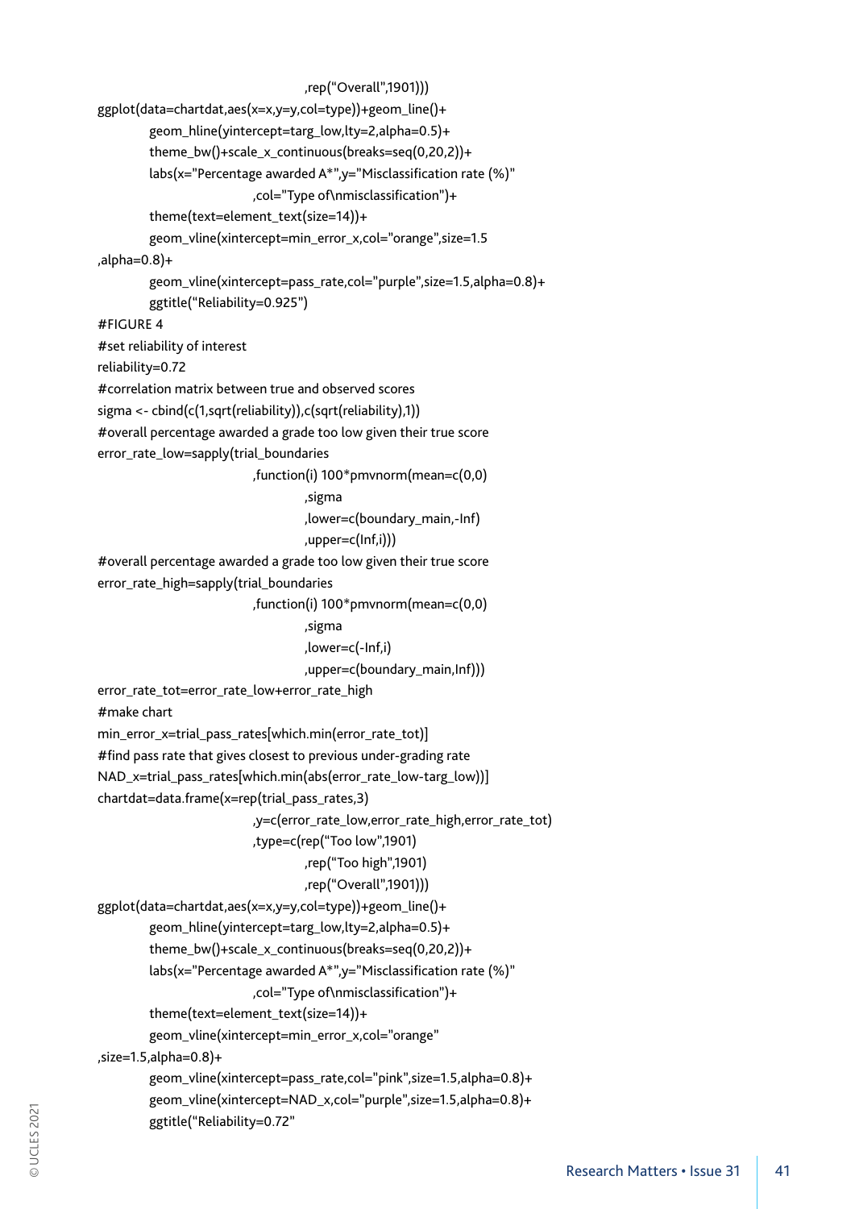```
                                        ,rep("Overall",1901)))
ggplot(data=chartdat,aes(x=x,y=y,col=type))+geom_line()+
        geom_hline(yintercept=targ_low,lty=2,alpha=0.5)+
        theme_bw()+scale_x_continuous(breaks=seq(0,20,2))+
        labs(x="Percentage awarded A*",y="Misclassification rate (%)"
                        ,col="Type of\nmisclassification")+
        theme(text=element_text(size=14))+
        geom_vline(xintercept=min_error_x,col="orange",size=1.5
,alpha=0.8)+
        geom_vline(xintercept=pass_rate,col="purple",size=1.5,alpha=0.8)+
        ggtitle("Reliability=0.925")
#FIGURE 4
#set reliability of interest
reliability=0.72
#correlation matrix between true and observed scores
sigma <- cbind(c(1,sqrt(reliability)),c(sqrt(reliability),1))
#overall percentage awarded a grade too low given their true score
error_rate_low=sapply(trial_boundaries
                        ,function(i) 100*pmvnorm(mean=c(0,0)
                                ,sigma
                                ,lower=c(boundary_main,-Inf)
                                ,upper=c(Inf,i)))
#overall percentage awarded a grade too low given their true score
error_rate_high=sapply(trial_boundaries
                        ,function(i) 100*pmvnorm(mean=c(0,0)
                                ,sigma
                                ,lower=c(-Inf,i)
                                ,upper=c(boundary_main,Inf)))
error_rate_tot=error_rate_low+error_rate_high
#make chart
min_error_x=trial_pass_rates[which.min(error_rate_tot)]
#find pass rate that gives closest to previous under-grading rate
NAD_x=trial_pass_rates[which.min(abs(error_rate_low-targ_low))]
chartdat=data.frame(x=rep(trial_pass_rates,3)
                        ,y=c(error_rate_low,error_rate_high,error_rate_tot)
                        ,type=c(rep("Too low",1901)
                                ,rep("Too high",1901)
                                ,rep("Overall",1901)))
ggplot(data=chartdat,aes(x=x,y=y,col=type))+geom_line()+
        geom_hline(yintercept=targ_low,lty=2,alpha=0.5)+
        theme_bw()+scale_x_continuous(breaks=seq(0,20,2))+
        labs(x="Percentage awarded A*",y="Misclassification rate (%)"
                        ,col="Type of\nmisclassification")+
        theme(text=element_text(size=14))+
        geom_vline(xintercept=min_error_x,col="orange"
,size=1.5,alpha=0.8)+
        geom_vline(xintercept=pass_rate,col="pink",size=1.5,alpha=0.8)+
        geom_vline(xintercept=NAD_x,col="purple",size=1.5,alpha=0.8)+
        ggtitle("Reliability=0.72"
```